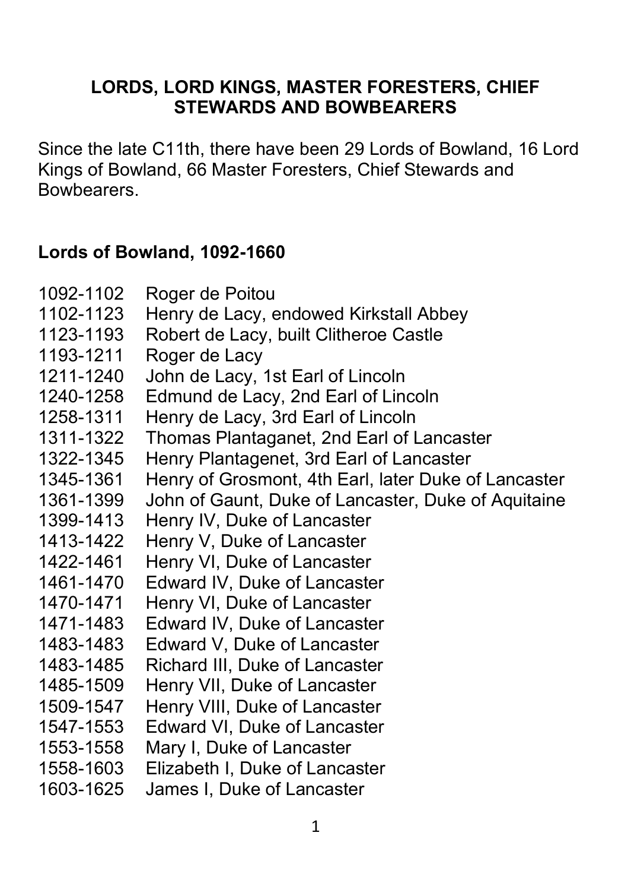# LORDS, LORD KINGS, MASTER FORESTERS, CHIEF STEWARDS AND BOWBEARERS

Since the late C11th, there have been 29 Lords of Bowland, 16 Lord Kings of Bowland, 66 Master Foresters, Chief Stewards and Bowbearers.

## Lords of Bowland, 1092-1660

1092-1102 Roger de Poitou
1102-1123 Henry de Lacy, endowed Kirkstall Abbey
1123-1193 Robert de Lacy, built Clitheroe Castle
1193-1211 Roger de Lacy
1211-1240 John de Lacy, 1st Earl of Lincoln
1240-1258 Edmund de Lacy, 2nd Earl of Lincoln
1258-1311 Henry de Lacy, 3rd Earl of Lincoln
1311-1322 Thomas Plantaganet, 2nd Earl of Lancaster
1322-1345 Henry Plantagenet, 3rd Earl of Lancaster
1345-1361 Henry of Grosmont, 4th Earl, later Duke of Lancaster
1361-1399 John of Gaunt, Duke of Lancaster, Duke of Aquitaine
1399-1413 Henry IV, Duke of Lancaster
1413-1422 Henry V, Duke of Lancaster
1422-1461 Henry VI, Duke of Lancaster
1461-1470 Edward IV, Duke of Lancaster
1470-1471 Henry VI, Duke of Lancaster
1471-1483 Edward IV, Duke of Lancaster
1483-1483 Edward V, Duke of Lancaster
1483-1485 Richard III, Duke of Lancaster
1485-1509 Henry VII, Duke of Lancaster
1509-1547 Henry VIII, Duke of Lancaster
1547-1553 Edward VI, Duke of Lancaster
1553-1558 Mary I, Duke of Lancaster
1558-1603 Elizabeth I, Duke of Lancaster
1603-1625 James I, Duke of Lancaster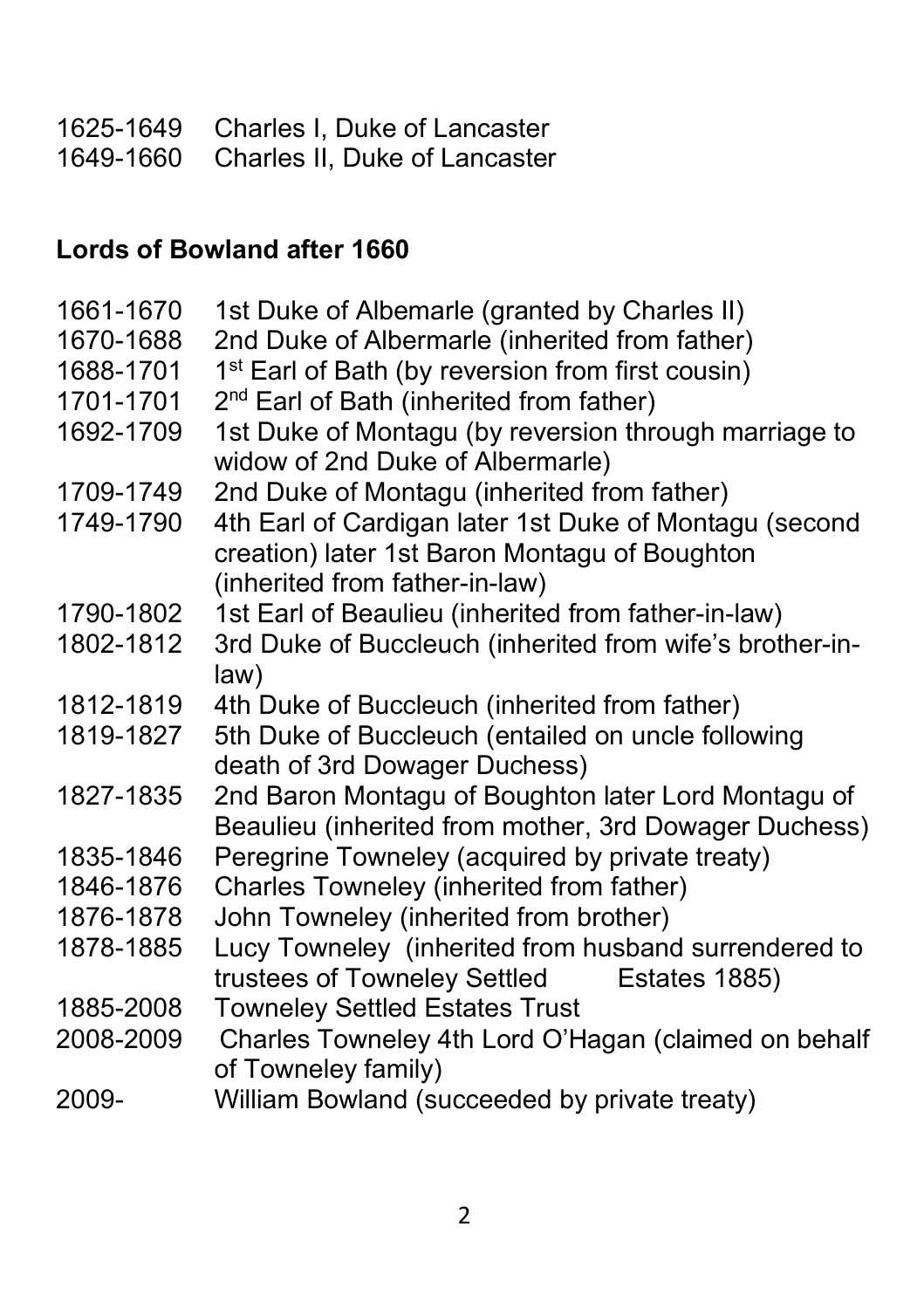1625-1649 Charles I, Duke of Lancaster
1649-1660 Charles II, Duke of Lancaster

**Lords of Bowland after 1660**

| | |
|---|---|
| 1661-1670 | 1st Duke of Albemarle (granted by Charles II) |
| 1670-1688 | 2nd Duke of Albermarle (inherited from father) |
| 1688-1701 | 1st Earl of Bath (by reversion from first cousin) |
| 1701-1701 | 2nd Earl of Bath (inherited from father) |
| 1692-1709 | 1st Duke of Montagu (by reversion through marriage to widow of 2nd Duke of Albermarle) |
| 1709-1749 | 2nd Duke of Montagu (inherited from father) |
| 1749-1790 | 4th Earl of Cardigan later 1st Duke of Montagu (second creation) later 1st Baron Montagu of Boughton (inherited from father-in-law) |
| 1790-1802 | 1st Earl of Beaulieu (inherited from father-in-law) |
| 1802-1812 | 3rd Duke of Buccleuch (inherited from wife's brother-in-law) |
| 1812-1819 | 4th Duke of Buccleuch (inherited from father) |
| 1819-1827 | 5th Duke of Buccleuch (entailed on uncle following death of 3rd Dowager Duchess) |
| 1827-1835 | 2nd Baron Montagu of Boughton later Lord Montagu of Beaulieu (inherited from mother, 3rd Dowager Duchess) |
| 1835-1846 | Peregrine Towneley (acquired by private treaty) |
| 1846-1876 | Charles Towneley (inherited from father) |
| 1876-1878 | John Towneley (inherited from brother) |
| 1878-1885 | Lucy Towneley (inherited from husband surrendered to trustees of Towneley Settled Estates 1885) |
| 1885-2008 | Towneley Settled Estates Trust |
| 2008-2009 | Charles Towneley 4th Lord O'Hagan (claimed on behalf of Towneley family) |
| 2009- | William Bowland (succeeded by private treaty) |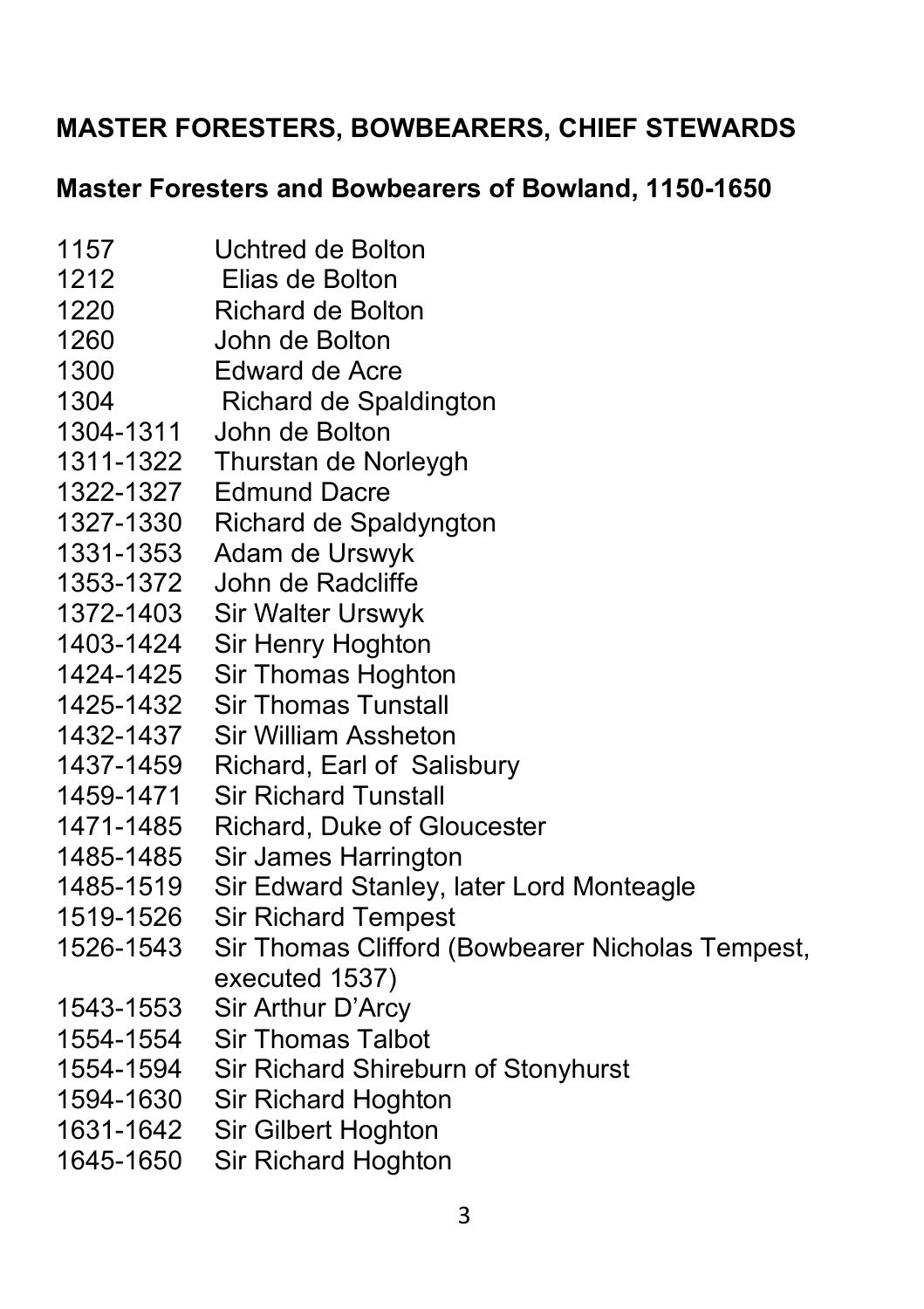## MASTER FORESTERS, BOWBEARERS, CHIEF STEWARDS

### Master Foresters and Bowbearers of Bowland, 1150-1650

| | |
|---|---|
| 1157 | Uchtred de Bolton |
| 1212 | Elias de Bolton |
| 1220 | Richard de Bolton |
| 1260 | John de Bolton |
| 1300 | Edward de Acre |
| 1304 | Richard de Spaldington |
| 1304-1311 | John de Bolton |
| 1311-1322 | Thurstan de Norleygh |
| 1322-1327 | Edmund Dacre |
| 1327-1330 | Richard de Spaldyngton |
| 1331-1353 | Adam de Urswyk |
| 1353-1372 | John de Radcliffe |
| 1372-1403 | Sir Walter Urswyk |
| 1403-1424 | Sir Henry Hoghton |
| 1424-1425 | Sir Thomas Hoghton |
| 1425-1432 | Sir Thomas Tunstall |
| 1432-1437 | Sir William Assheton |
| 1437-1459 | Richard, Earl of Salisbury |
| 1459-1471 | Sir Richard Tunstall |
| 1471-1485 | Richard, Duke of Gloucester |
| 1485-1485 | Sir James Harrington |
| 1485-1519 | Sir Edward Stanley, later Lord Monteagle |
| 1519-1526 | Sir Richard Tempest |
| 1526-1543 | Sir Thomas Clifford (Bowbearer Nicholas Tempest, executed 1537) |
| 1543-1553 | Sir Arthur D'Arcy |
| 1554-1554 | Sir Thomas Talbot |
| 1554-1594 | Sir Richard Shireburn of Stonyhurst |
| 1594-1630 | Sir Richard Hoghton |
| 1631-1642 | Sir Gilbert Hoghton |
| 1645-1650 | Sir Richard Hoghton |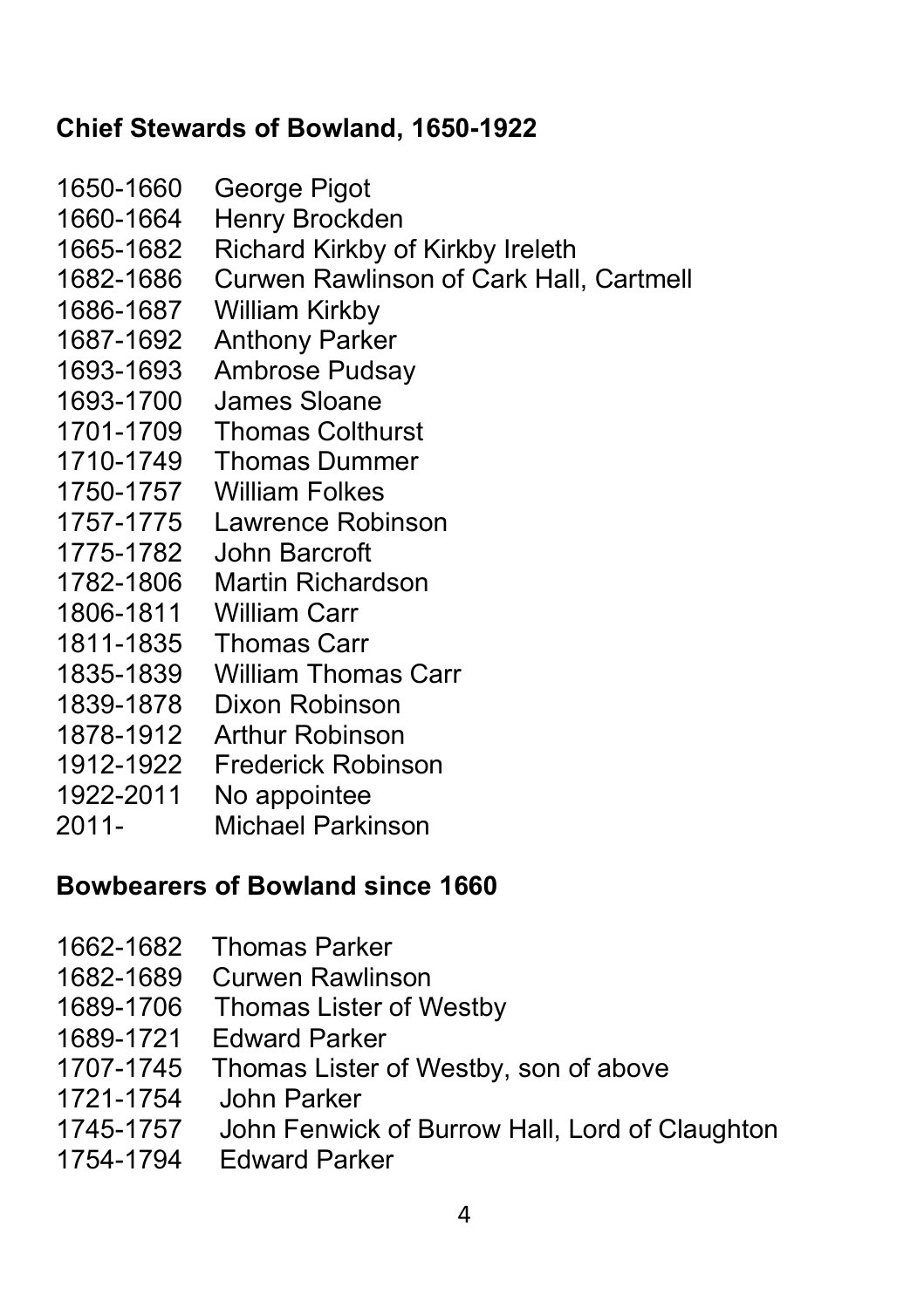## Chief Stewards of Bowland, 1650-1922

1650-1660 George Pigot
1660-1664 Henry Brockden
1665-1682 Richard Kirkby of Kirkby Ireleth
1682-1686 Curwen Rawlinson of Cark Hall, Cartmell
1686-1687 William Kirkby
1687-1692 Anthony Parker
1693-1693 Ambrose Pudsay
1693-1700 James Sloane
1701-1709 Thomas Colthurst
1710-1749 Thomas Dummer
1750-1757 William Folkes
1757-1775 Lawrence Robinson
1775-1782 John Barcroft
1782-1806 Martin Richardson
1806-1811 William Carr
1811-1835 Thomas Carr
1835-1839 William Thomas Carr
1839-1878 Dixon Robinson
1878-1912 Arthur Robinson
1912-1922 Frederick Robinson
1922-2011 No appointee
2011- Michael Parkinson

## Bowbearers of Bowland since 1660

1662-1682 Thomas Parker
1682-1689 Curwen Rawlinson
1689-1706 Thomas Lister of Westby
1689-1721 Edward Parker
1707-1745 Thomas Lister of Westby, son of above
1721-1754 John Parker
1745-1757 John Fenwick of Burrow Hall, Lord of Claughton
1754-1794 Edward Parker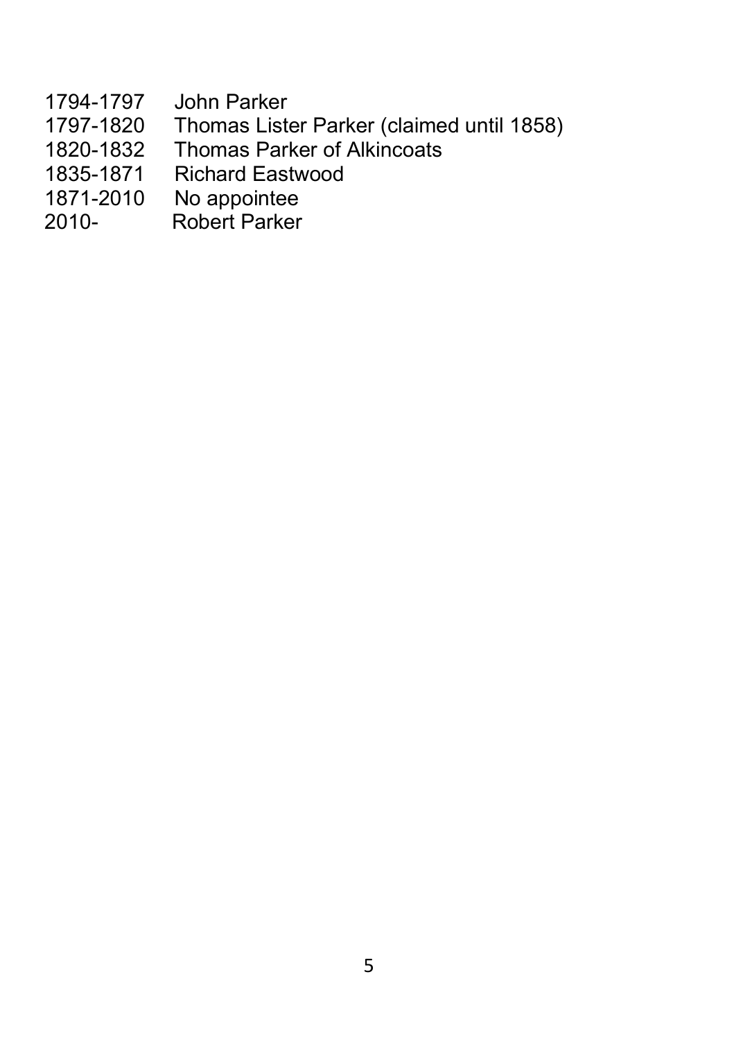| | |
|---|---|
| 1794-1797 | John Parker |
| 1797-1820 | Thomas Lister Parker (claimed until 1858) |
| 1820-1832 | Thomas Parker of Alkincoats |
| 1835-1871 | Richard Eastwood |
| 1871-2010 | No appointee |
| 2010- | Robert Parker |